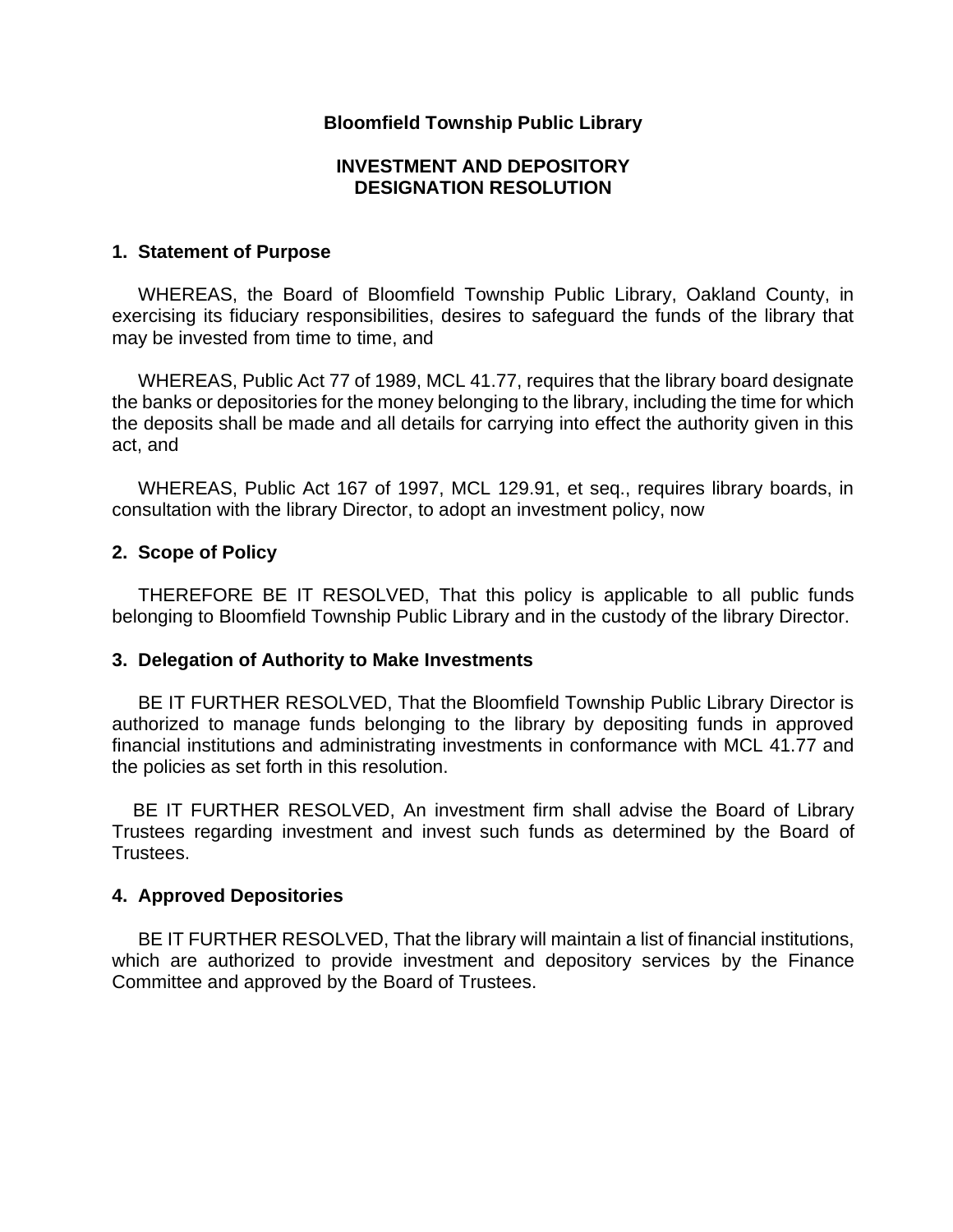# Bloomfield Township Public Library

## INVESTMENT AND DEPOSITORY DESIGNATION RESOLUTION

### 1. Statement of Purpose

WHEREAS, the Board of Bloomfield Township Public Library, Oakland County, in exercising its fiduciary responsibilities, desires to safeguard the funds of the library that may be invested from time to time, and

WHEREAS, Public Act 77 of 1989, MCL 41.77, requires that the library board designate the banks or depositories for the money belonging to the library, including the time for which the deposits shall be made and all details for carrying into effect the authority given in this act, and

WHEREAS, Public Act 167 of 1997, MCL 129.91, et seq., requires library boards, in consultation with the library Director, to adopt an investment policy, now

### 2. Scope of Policy

THEREFORE BE IT RESOLVED, That this policy is applicable to all public funds belonging to Bloomfield Township Public Library and in the custody of the library Director.

### 3. Delegation of Authority to Make Investments

BE IT FURTHER RESOLVED, That the Bloomfield Township Public Library Director is authorized to manage funds belonging to the library by depositing funds in approved financial institutions and administrating investments in conformance with MCL 41.77 and the policies as set forth in this resolution.

BE IT FURTHER RESOLVED, An investment firm shall advise the Board of Library Trustees regarding investment and invest such funds as determined by the Board of Trustees.

### 4. Approved Depositories

BE IT FURTHER RESOLVED, That the library will maintain a list of financial institutions, which are authorized to provide investment and depository services by the Finance Committee and approved by the Board of Trustees.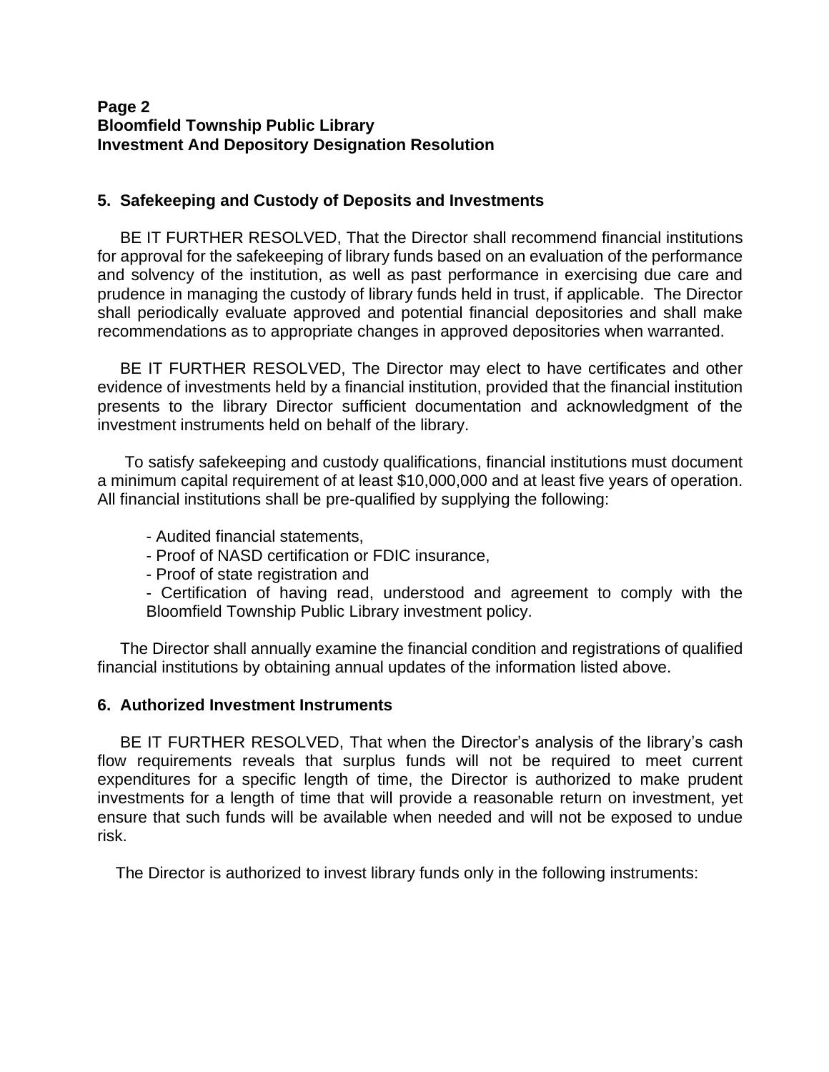## 5. Safekeeping and Custody of Deposits and Investments

BE IT FURTHER RESOLVED, That the Director shall recommend financial institutions for approval for the safekeeping of library funds based on an evaluation of the performance and solvency of the institution, as well as past performance in exercising due care and prudence in managing the custody of library funds held in trust, if applicable. The Director shall periodically evaluate approved and potential financial depositories and shall make recommendations as to appropriate changes in approved depositories when warranted.

BE IT FURTHER RESOLVED, The Director may elect to have certificates and other evidence of investments held by a financial institution, provided that the financial institution presents to the library Director sufficient documentation and acknowledgment of the investment instruments held on behalf of the library.

To satisfy safekeeping and custody qualifications, financial institutions must document a minimum capital requirement of at least $10,000,000 and at least five years of operation. All financial institutions shall be pre-qualified by supplying the following:

- Audited financial statements,
- Proof of NASD certification or FDIC insurance,
- Proof of state registration and
- Certification of having read, understood and agreement to comply with the Bloomfield Township Public Library investment policy.

The Director shall annually examine the financial condition and registrations of qualified financial institutions by obtaining annual updates of the information listed above.

## 6. Authorized Investment Instruments

BE IT FURTHER RESOLVED, That when the Director's analysis of the library's cash flow requirements reveals that surplus funds will not be required to meet current expenditures for a specific length of time, the Director is authorized to make prudent investments for a length of time that will provide a reasonable return on investment, yet ensure that such funds will be available when needed and will not be exposed to undue risk.

The Director is authorized to invest library funds only in the following instruments: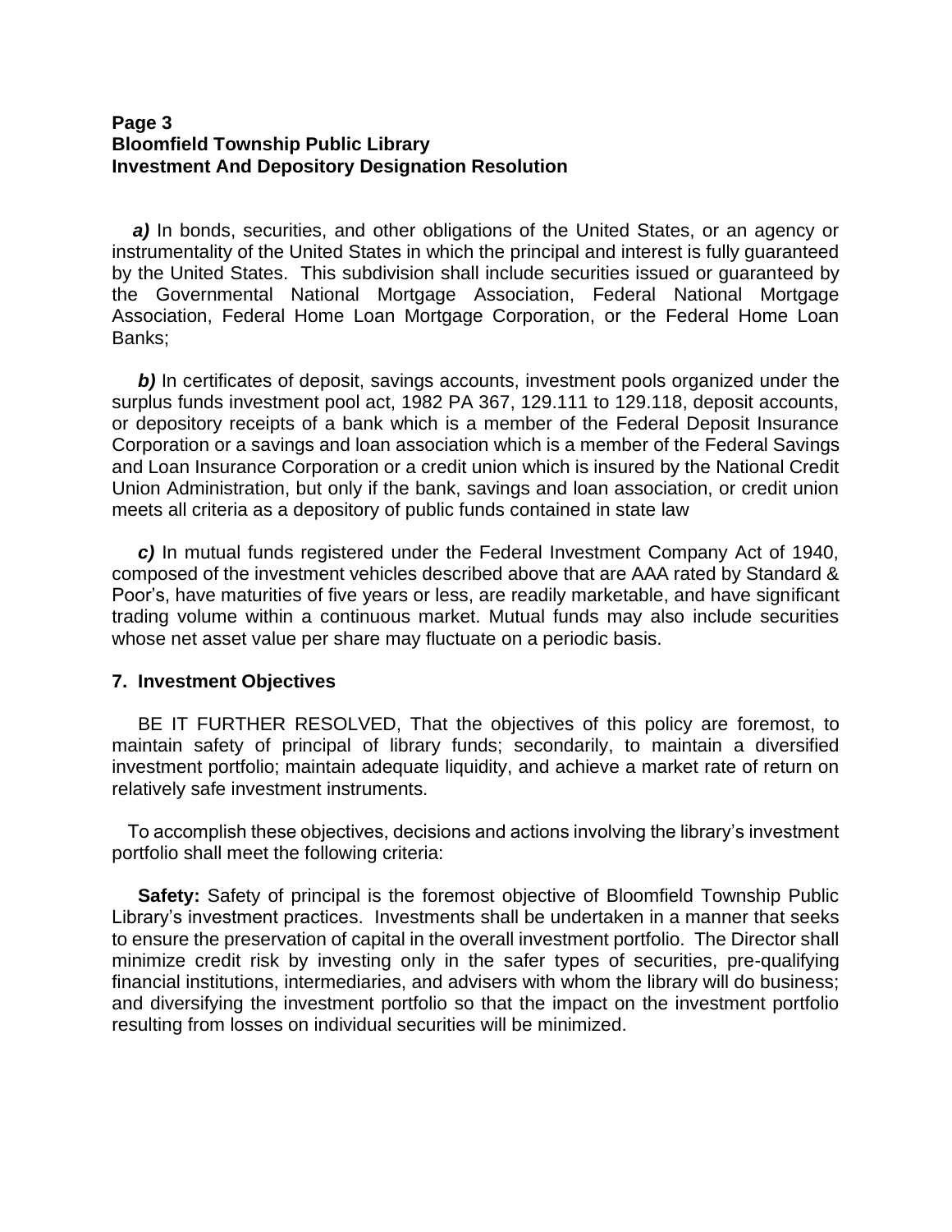***a)*** In bonds, securities, and other obligations of the United States, or an agency or instrumentality of the United States in which the principal and interest is fully guaranteed by the United States. This subdivision shall include securities issued or guaranteed by the Governmental National Mortgage Association, Federal National Mortgage Association, Federal Home Loan Mortgage Corporation, or the Federal Home Loan Banks;

***b)*** In certificates of deposit, savings accounts, investment pools organized under the surplus funds investment pool act, 1982 PA 367, 129.111 to 129.118, deposit accounts, or depository receipts of a bank which is a member of the Federal Deposit Insurance Corporation or a savings and loan association which is a member of the Federal Savings and Loan Insurance Corporation or a credit union which is insured by the National Credit Union Administration, but only if the bank, savings and loan association, or credit union meets all criteria as a depository of public funds contained in state law

***c)*** In mutual funds registered under the Federal Investment Company Act of 1940, composed of the investment vehicles described above that are AAA rated by Standard & Poor's, have maturities of five years or less, are readily marketable, and have significant trading volume within a continuous market. Mutual funds may also include securities whose net asset value per share may fluctuate on a periodic basis.

## 7. Investment Objectives

BE IT FURTHER RESOLVED, That the objectives of this policy are foremost, to maintain safety of principal of library funds; secondarily, to maintain a diversified investment portfolio; maintain adequate liquidity, and achieve a market rate of return on relatively safe investment instruments.

To accomplish these objectives, decisions and actions involving the library's investment portfolio shall meet the following criteria:

**Safety:** Safety of principal is the foremost objective of Bloomfield Township Public Library's investment practices. Investments shall be undertaken in a manner that seeks to ensure the preservation of capital in the overall investment portfolio. The Director shall minimize credit risk by investing only in the safer types of securities, pre-qualifying financial institutions, intermediaries, and advisers with whom the library will do business; and diversifying the investment portfolio so that the impact on the investment portfolio resulting from losses on individual securities will be minimized.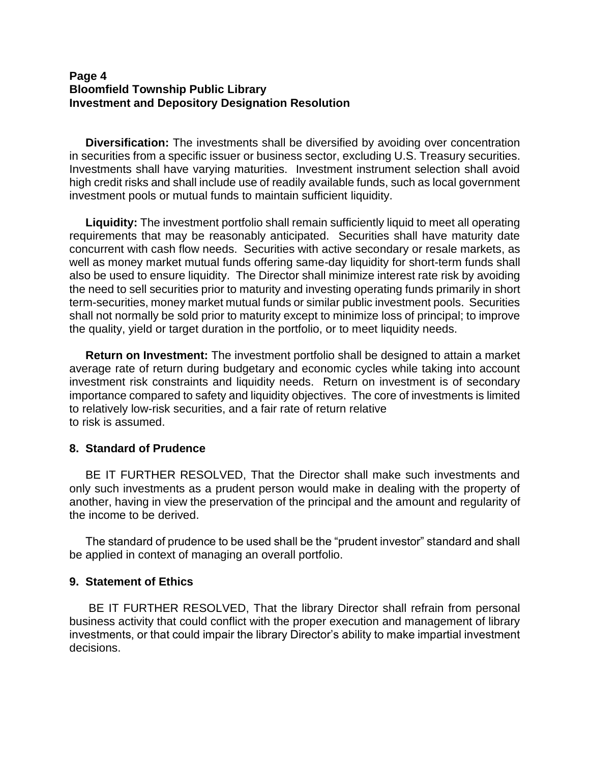**Diversification:** The investments shall be diversified by avoiding over concentration in securities from a specific issuer or business sector, excluding U.S. Treasury securities. Investments shall have varying maturities. Investment instrument selection shall avoid high credit risks and shall include use of readily available funds, such as local government investment pools or mutual funds to maintain sufficient liquidity.

**Liquidity:** The investment portfolio shall remain sufficiently liquid to meet all operating requirements that may be reasonably anticipated. Securities shall have maturity date concurrent with cash flow needs. Securities with active secondary or resale markets, as well as money market mutual funds offering same-day liquidity for short-term funds shall also be used to ensure liquidity. The Director shall minimize interest rate risk by avoiding the need to sell securities prior to maturity and investing operating funds primarily in short term-securities, money market mutual funds or similar public investment pools. Securities shall not normally be sold prior to maturity except to minimize loss of principal; to improve the quality, yield or target duration in the portfolio, or to meet liquidity needs.

**Return on Investment:** The investment portfolio shall be designed to attain a market average rate of return during budgetary and economic cycles while taking into account investment risk constraints and liquidity needs. Return on investment is of secondary importance compared to safety and liquidity objectives. The core of investments is limited to relatively low-risk securities, and a fair rate of return relative to risk is assumed.

## 8. Standard of Prudence

BE IT FURTHER RESOLVED, That the Director shall make such investments and only such investments as a prudent person would make in dealing with the property of another, having in view the preservation of the principal and the amount and regularity of the income to be derived.

The standard of prudence to be used shall be the "prudent investor" standard and shall be applied in context of managing an overall portfolio.

## 9. Statement of Ethics

BE IT FURTHER RESOLVED, That the library Director shall refrain from personal business activity that could conflict with the proper execution and management of library investments, or that could impair the library Director's ability to make impartial investment decisions.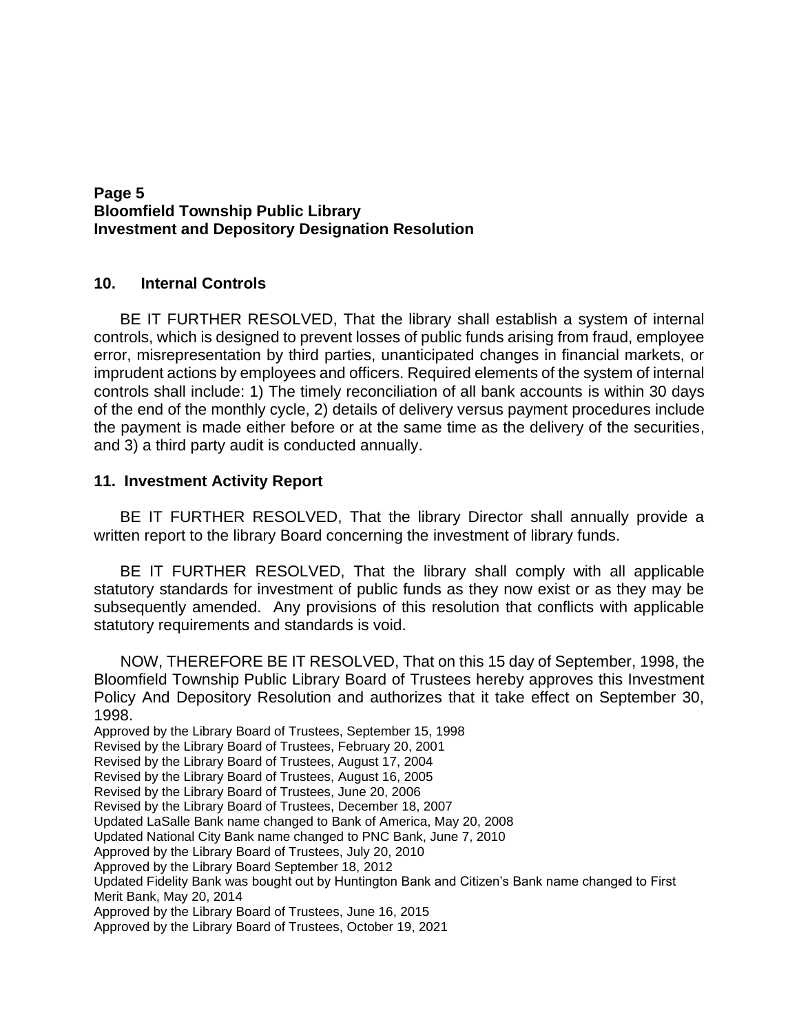## 10. Internal Controls

BE IT FURTHER RESOLVED, That the library shall establish a system of internal controls, which is designed to prevent losses of public funds arising from fraud, employee error, misrepresentation by third parties, unanticipated changes in financial markets, or imprudent actions by employees and officers. Required elements of the system of internal controls shall include: 1) The timely reconciliation of all bank accounts is within 30 days of the end of the monthly cycle, 2) details of delivery versus payment procedures include the payment is made either before or at the same time as the delivery of the securities, and 3) a third party audit is conducted annually.

## 11. Investment Activity Report

BE IT FURTHER RESOLVED, That the library Director shall annually provide a written report to the library Board concerning the investment of library funds.

BE IT FURTHER RESOLVED, That the library shall comply with all applicable statutory standards for investment of public funds as they now exist or as they may be subsequently amended. Any provisions of this resolution that conflicts with applicable statutory requirements and standards is void.

NOW, THEREFORE BE IT RESOLVED, That on this 15 day of September, 1998, the Bloomfield Township Public Library Board of Trustees hereby approves this Investment Policy And Depository Resolution and authorizes that it take effect on September 30, 1998.

Approved by the Library Board of Trustees, September 15, 1998
Revised by the Library Board of Trustees, February 20, 2001
Revised by the Library Board of Trustees, August 17, 2004
Revised by the Library Board of Trustees, August 16, 2005
Revised by the Library Board of Trustees, June 20, 2006
Revised by the Library Board of Trustees, December 18, 2007
Updated LaSalle Bank name changed to Bank of America, May 20, 2008
Updated National City Bank name changed to PNC Bank, June 7, 2010
Approved by the Library Board of Trustees, July 20, 2010
Approved by the Library Board September 18, 2012
Updated Fidelity Bank was bought out by Huntington Bank and Citizen's Bank name changed to First Merit Bank, May 20, 2014
Approved by the Library Board of Trustees, June 16, 2015
Approved by the Library Board of Trustees, October 19, 2021